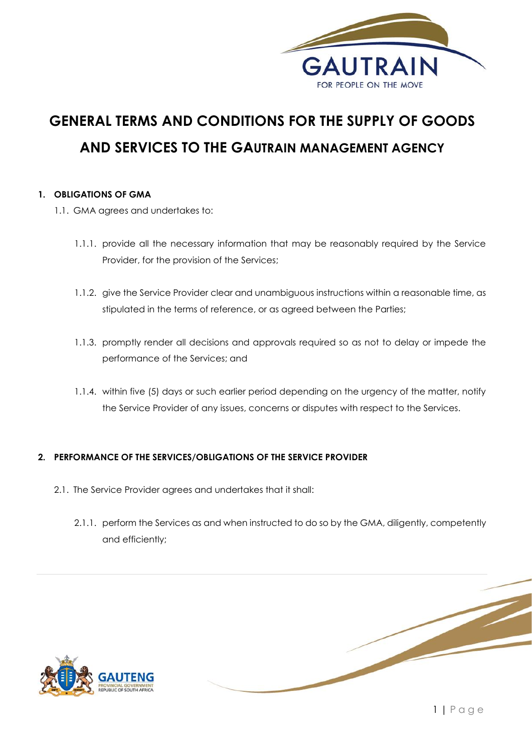# GENERAL TERMS AND CONDITIONS FOR THE SUPPLY OF GOODS AND SERVICES TO THE GAUTRAIN MANAGEMENT AGENCY

## 1. OBLIGATIONS OF GMA

1.1. GMA agrees and undertakes to:

1.1.1. provide all the necessary information that may be reasonably required by the Service Provider, for the provision of the Services;

1.1.2. give the Service Provider clear and unambiguous instructions within a reasonable time, as stipulated in the terms of reference, or as agreed between the Parties;

1.1.3. promptly render all decisions and approvals required so as not to delay or impede the performance of the Services; and

1.1.4. within five (5) days or such earlier period depending on the urgency of the matter, notify the Service Provider of any issues, concerns or disputes with respect to the Services.

## 2. PERFORMANCE OF THE SERVICES/OBLIGATIONS OF THE SERVICE PROVIDER

2.1. The Service Provider agrees and undertakes that it shall:

2.1.1. perform the Services as and when instructed to do so by the GMA, diligently, competently and efficiently;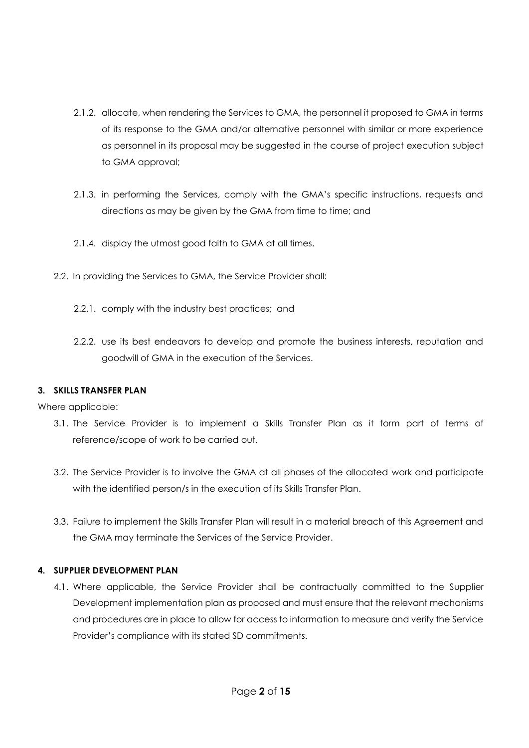2.1.2. allocate, when rendering the Services to GMA, the personnel it proposed to GMA in terms of its response to the GMA and/or alternative personnel with similar or more experience as personnel in its proposal may be suggested in the course of project execution subject to GMA approval;

2.1.3. in performing the Services, comply with the GMA's specific instructions, requests and directions as may be given by the GMA from time to time; and

2.1.4. display the utmost good faith to GMA at all times.

2.2. In providing the Services to GMA, the Service Provider shall:

2.2.1. comply with the industry best practices; and

2.2.2. use its best endeavors to develop and promote the business interests, reputation and goodwill of GMA in the execution of the Services.

**3. SKILLS TRANSFER PLAN**

Where applicable:

3.1. The Service Provider is to implement a Skills Transfer Plan as it form part of terms of reference/scope of work to be carried out.

3.2. The Service Provider is to involve the GMA at all phases of the allocated work and participate with the identified person/s in the execution of its Skills Transfer Plan.

3.3. Failure to implement the Skills Transfer Plan will result in a material breach of this Agreement and the GMA may terminate the Services of the Service Provider.

**4. SUPPLIER DEVELOPMENT PLAN**

4.1. Where applicable, the Service Provider shall be contractually committed to the Supplier Development implementation plan as proposed and must ensure that the relevant mechanisms and procedures are in place to allow for access to information to measure and verify the Service Provider's compliance with its stated SD commitments.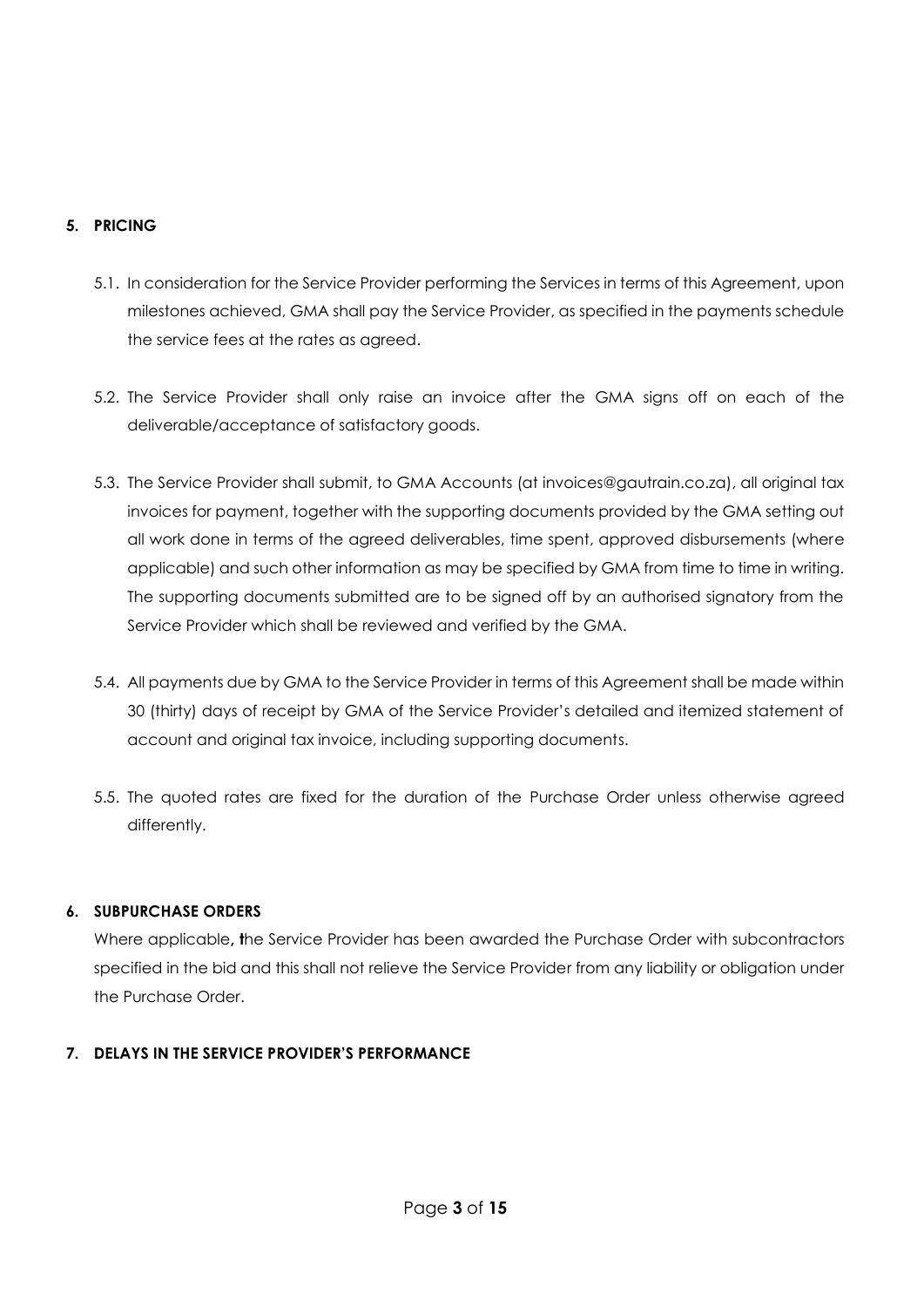## 5. PRICING

5.1. In consideration for the Service Provider performing the Services in terms of this Agreement, upon milestones achieved, GMA shall pay the Service Provider, as specified in the payments schedule the service fees at the rates as agreed.

5.2. The Service Provider shall only raise an invoice after the GMA signs off on each of the deliverable/acceptance of satisfactory goods.

5.3. The Service Provider shall submit, to GMA Accounts (at invoices@gautrain.co.za), all original tax invoices for payment, together with the supporting documents provided by the GMA setting out all work done in terms of the agreed deliverables, time spent, approved disbursements (where applicable) and such other information as may be specified by GMA from time to time in writing. The supporting documents submitted are to be signed off by an authorised signatory from the Service Provider which shall be reviewed and verified by the GMA.

5.4. All payments due by GMA to the Service Provider in terms of this Agreement shall be made within 30 (thirty) days of receipt by GMA of the Service Provider's detailed and itemized statement of account and original tax invoice, including supporting documents.

5.5. The quoted rates are fixed for the duration of the Purchase Order unless otherwise agreed differently.

## 6. SUBPURCHASE ORDERS

Where applicable, the Service Provider has been awarded the Purchase Order with subcontractors specified in the bid and this shall not relieve the Service Provider from any liability or obligation under the Purchase Order.

## 7. DELAYS IN THE SERVICE PROVIDER'S PERFORMANCE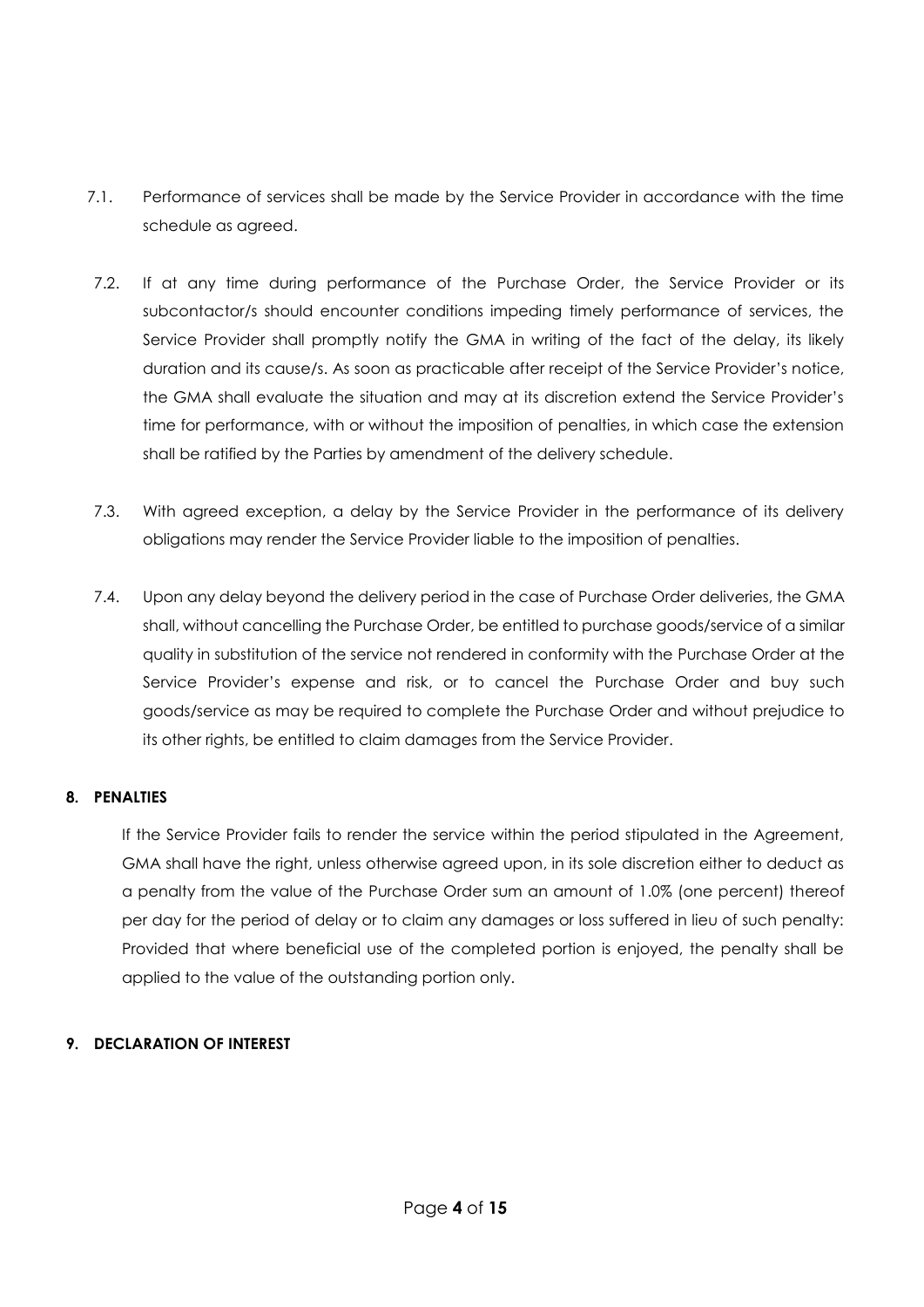7.1. Performance of services shall be made by the Service Provider in accordance with the time schedule as agreed.

7.2. If at any time during performance of the Purchase Order, the Service Provider or its subcontactor/s should encounter conditions impeding timely performance of services, the Service Provider shall promptly notify the GMA in writing of the fact of the delay, its likely duration and its cause/s. As soon as practicable after receipt of the Service Provider's notice, the GMA shall evaluate the situation and may at its discretion extend the Service Provider's time for performance, with or without the imposition of penalties, in which case the extension shall be ratified by the Parties by amendment of the delivery schedule.

7.3. With agreed exception, a delay by the Service Provider in the performance of its delivery obligations may render the Service Provider liable to the imposition of penalties.

7.4. Upon any delay beyond the delivery period in the case of Purchase Order deliveries, the GMA shall, without cancelling the Purchase Order, be entitled to purchase goods/service of a similar quality in substitution of the service not rendered in conformity with the Purchase Order at the Service Provider's expense and risk, or to cancel the Purchase Order and buy such goods/service as may be required to complete the Purchase Order and without prejudice to its other rights, be entitled to claim damages from the Service Provider.

## 8. PENALTIES

If the Service Provider fails to render the service within the period stipulated in the Agreement, GMA shall have the right, unless otherwise agreed upon, in its sole discretion either to deduct as a penalty from the value of the Purchase Order sum an amount of 1.0% (one percent) thereof per day for the period of delay or to claim any damages or loss suffered in lieu of such penalty: Provided that where beneficial use of the completed portion is enjoyed, the penalty shall be applied to the value of the outstanding portion only.

## 9. DECLARATION OF INTEREST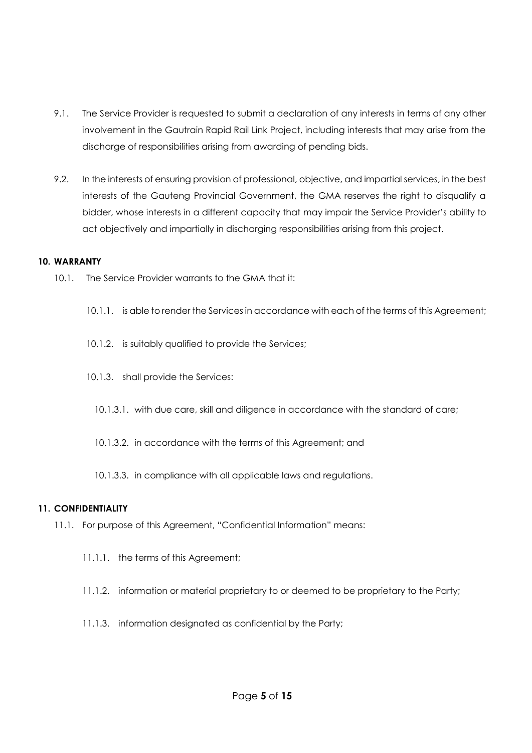9.1. The Service Provider is requested to submit a declaration of any interests in terms of any other involvement in the Gautrain Rapid Rail Link Project, including interests that may arise from the discharge of responsibilities arising from awarding of pending bids.

9.2. In the interests of ensuring provision of professional, objective, and impartial services, in the best interests of the Gauteng Provincial Government, the GMA reserves the right to disqualify a bidder, whose interests in a different capacity that may impair the Service Provider's ability to act objectively and impartially in discharging responsibilities arising from this project.

**10. WARRANTY**

10.1. The Service Provider warrants to the GMA that it:

10.1.1. is able to render the Services in accordance with each of the terms of this Agreement;

10.1.2. is suitably qualified to provide the Services;

10.1.3. shall provide the Services:

10.1.3.1. with due care, skill and diligence in accordance with the standard of care;

10.1.3.2. in accordance with the terms of this Agreement; and

10.1.3.3. in compliance with all applicable laws and regulations.

**11. CONFIDENTIALITY**

11.1. For purpose of this Agreement, "Confidential Information" means:

11.1.1. the terms of this Agreement;

11.1.2. information or material proprietary to or deemed to be proprietary to the Party;

11.1.3. information designated as confidential by the Party;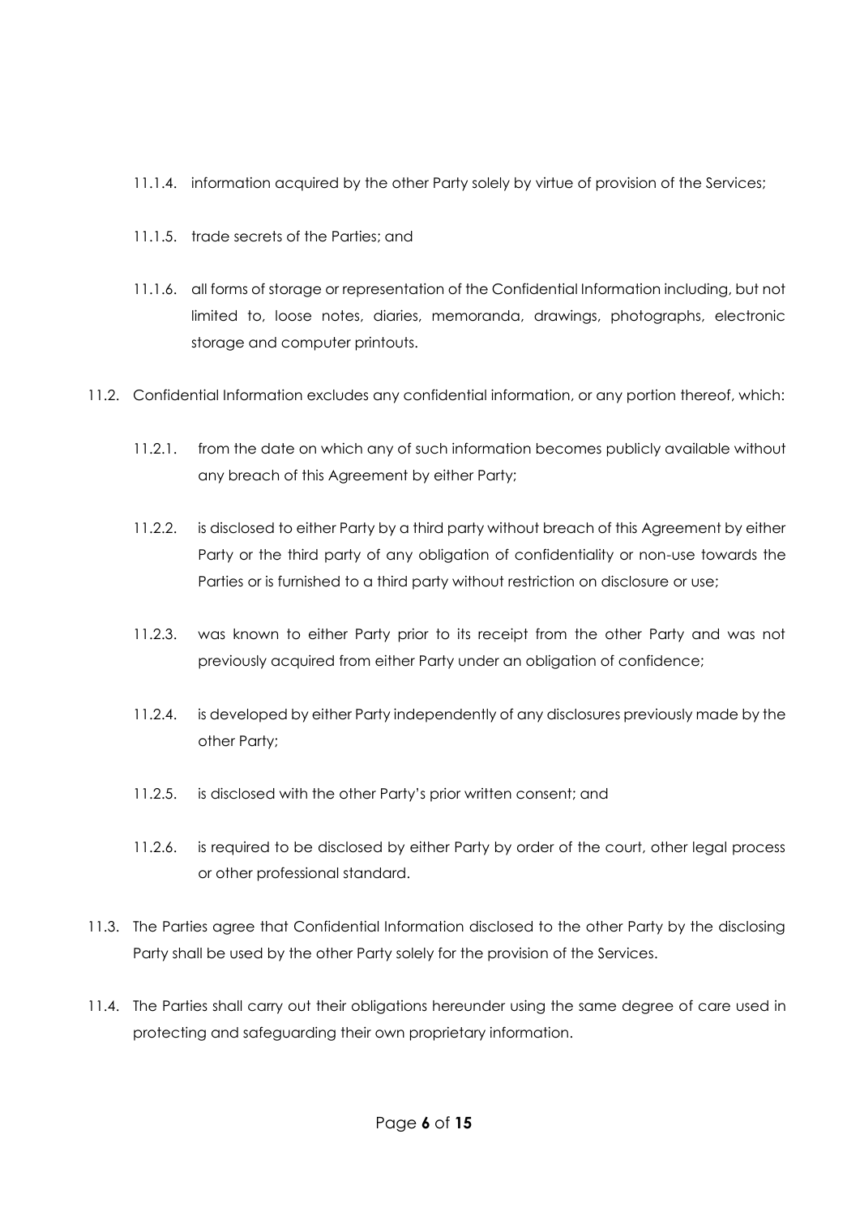11.1.4. information acquired by the other Party solely by virtue of provision of the Services;

11.1.5. trade secrets of the Parties; and

11.1.6. all forms of storage or representation of the Confidential Information including, but not limited to, loose notes, diaries, memoranda, drawings, photographs, electronic storage and computer printouts.

11.2. Confidential Information excludes any confidential information, or any portion thereof, which:

11.2.1. from the date on which any of such information becomes publicly available without any breach of this Agreement by either Party;

11.2.2. is disclosed to either Party by a third party without breach of this Agreement by either Party or the third party of any obligation of confidentiality or non-use towards the Parties or is furnished to a third party without restriction on disclosure or use;

11.2.3. was known to either Party prior to its receipt from the other Party and was not previously acquired from either Party under an obligation of confidence;

11.2.4. is developed by either Party independently of any disclosures previously made by the other Party;

11.2.5. is disclosed with the other Party's prior written consent; and

11.2.6. is required to be disclosed by either Party by order of the court, other legal process or other professional standard.

11.3. The Parties agree that Confidential Information disclosed to the other Party by the disclosing Party shall be used by the other Party solely for the provision of the Services.

11.4. The Parties shall carry out their obligations hereunder using the same degree of care used in protecting and safeguarding their own proprietary information.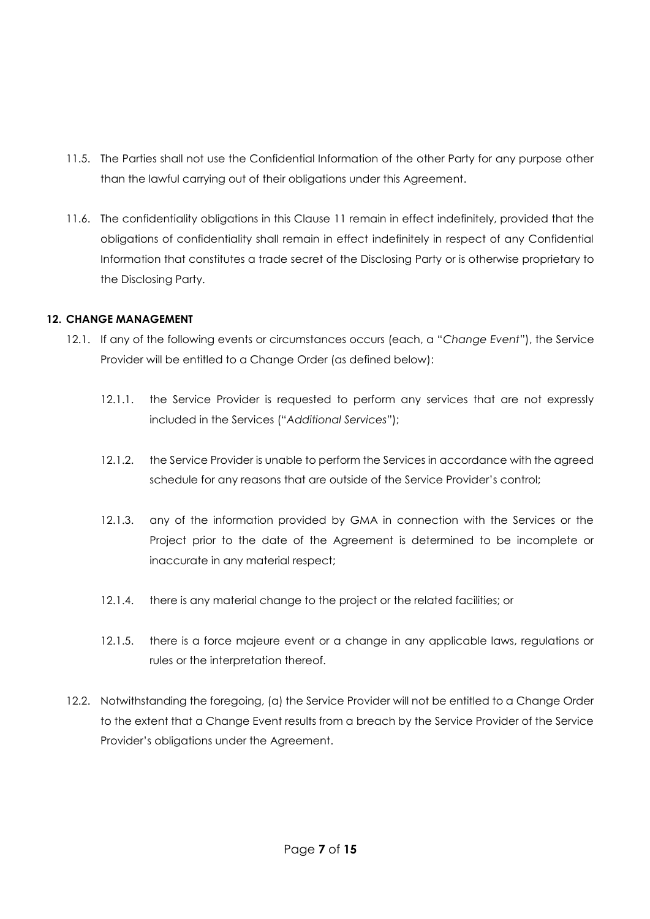11.5. The Parties shall not use the Confidential Information of the other Party for any purpose other than the lawful carrying out of their obligations under this Agreement.

11.6. The confidentiality obligations in this Clause 11 remain in effect indefinitely, provided that the obligations of confidentiality shall remain in effect indefinitely in respect of any Confidential Information that constitutes a trade secret of the Disclosing Party or is otherwise proprietary to the Disclosing Party.

## 12. CHANGE MANAGEMENT

12.1. If any of the following events or circumstances occurs (each, a "*Change Event*"), the Service Provider will be entitled to a Change Order (as defined below):

12.1.1. the Service Provider is requested to perform any services that are not expressly included in the Services ("*Additional Services*");

12.1.2. the Service Provider is unable to perform the Services in accordance with the agreed schedule for any reasons that are outside of the Service Provider's control;

12.1.3. any of the information provided by GMA in connection with the Services or the Project prior to the date of the Agreement is determined to be incomplete or inaccurate in any material respect;

12.1.4. there is any material change to the project or the related facilities; or

12.1.5. there is a force majeure event or a change in any applicable laws, regulations or rules or the interpretation thereof.

12.2. Notwithstanding the foregoing, (a) the Service Provider will not be entitled to a Change Order to the extent that a Change Event results from a breach by the Service Provider of the Service Provider's obligations under the Agreement.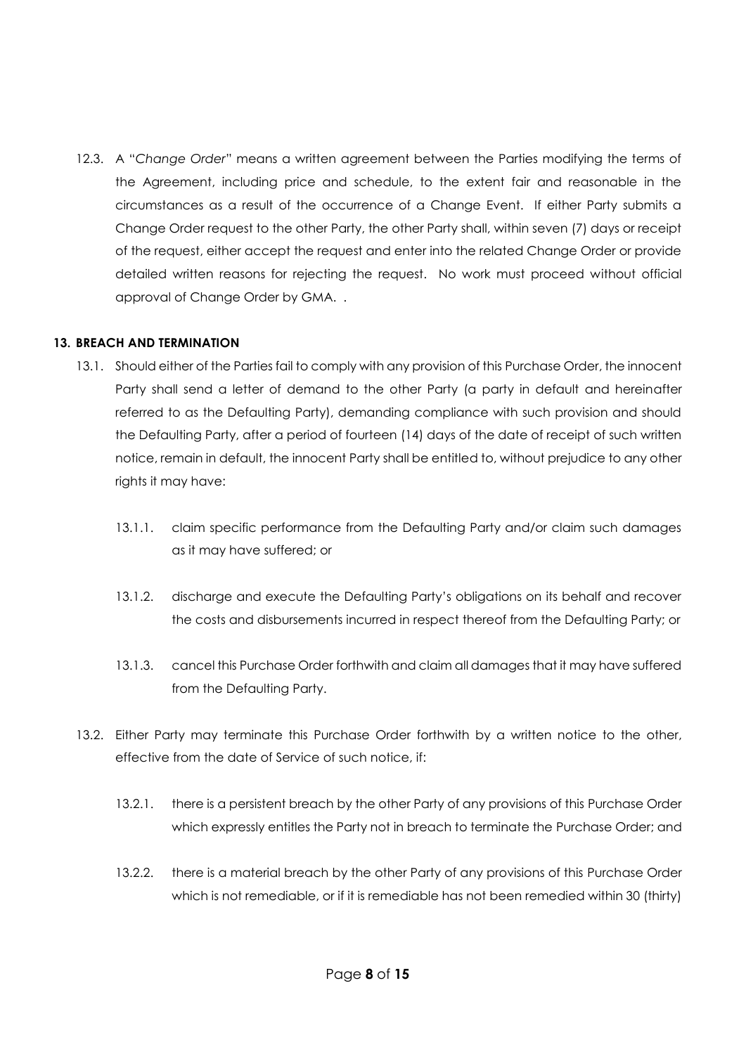12.3. A "*Change Order*" means a written agreement between the Parties modifying the terms of the Agreement, including price and schedule, to the extent fair and reasonable in the circumstances as a result of the occurrence of a Change Event. If either Party submits a Change Order request to the other Party, the other Party shall, within seven (7) days or receipt of the request, either accept the request and enter into the related Change Order or provide detailed written reasons for rejecting the request. No work must proceed without official approval of Change Order by GMA. .

## 13. BREACH AND TERMINATION

13.1. Should either of the Parties fail to comply with any provision of this Purchase Order, the innocent Party shall send a letter of demand to the other Party (a party in default and hereinafter referred to as the Defaulting Party), demanding compliance with such provision and should the Defaulting Party, after a period of fourteen (14) days of the date of receipt of such written notice, remain in default, the innocent Party shall be entitled to, without prejudice to any other rights it may have:

13.1.1. claim specific performance from the Defaulting Party and/or claim such damages as it may have suffered; or

13.1.2. discharge and execute the Defaulting Party's obligations on its behalf and recover the costs and disbursements incurred in respect thereof from the Defaulting Party; or

13.1.3. cancel this Purchase Order forthwith and claim all damages that it may have suffered from the Defaulting Party.

13.2. Either Party may terminate this Purchase Order forthwith by a written notice to the other, effective from the date of Service of such notice, if:

13.2.1. there is a persistent breach by the other Party of any provisions of this Purchase Order which expressly entitles the Party not in breach to terminate the Purchase Order; and

13.2.2. there is a material breach by the other Party of any provisions of this Purchase Order which is not remediable, or if it is remediable has not been remedied within 30 (thirty)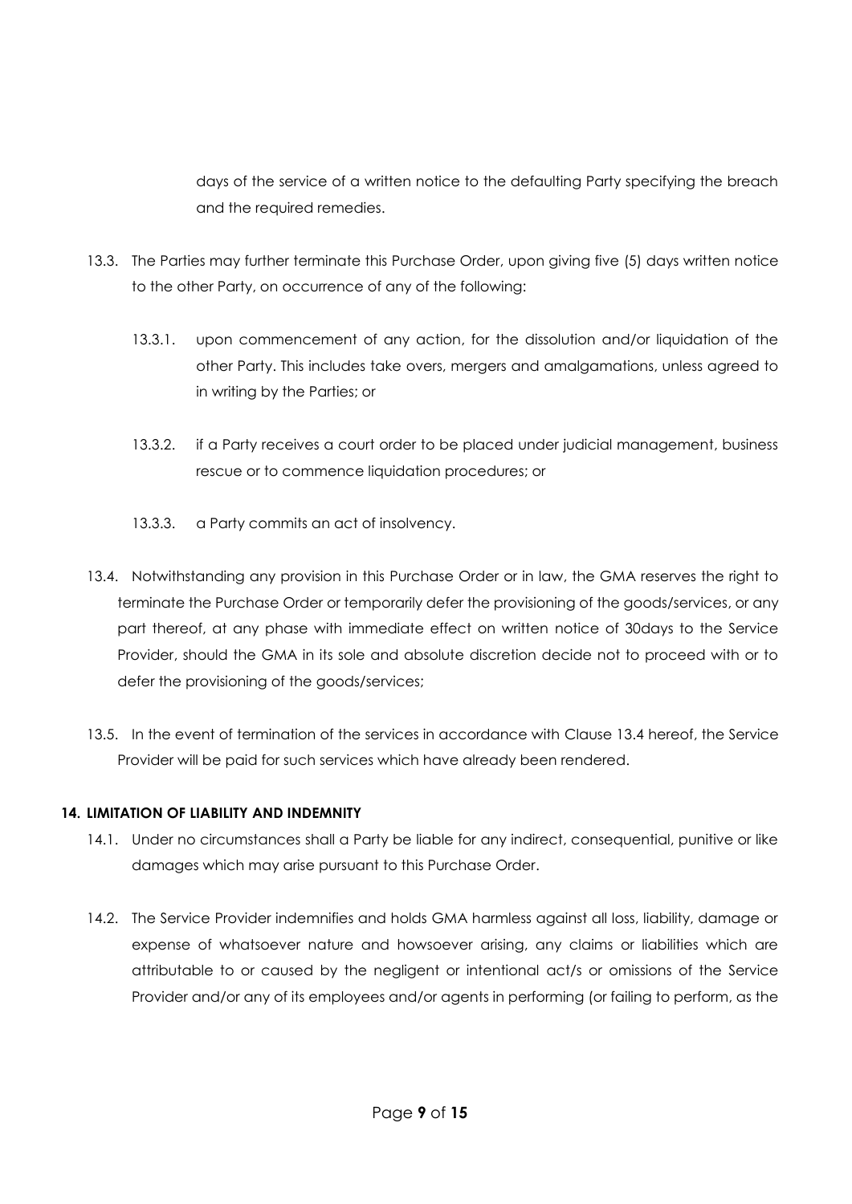days of the service of a written notice to the defaulting Party specifying the breach and the required remedies.

13.3. The Parties may further terminate this Purchase Order, upon giving five (5) days written notice to the other Party, on occurrence of any of the following:

13.3.1. upon commencement of any action, for the dissolution and/or liquidation of the other Party. This includes take overs, mergers and amalgamations, unless agreed to in writing by the Parties; or

13.3.2. if a Party receives a court order to be placed under judicial management, business rescue or to commence liquidation procedures; or

13.3.3. a Party commits an act of insolvency.

13.4. Notwithstanding any provision in this Purchase Order or in law, the GMA reserves the right to terminate the Purchase Order or temporarily defer the provisioning of the goods/services, or any part thereof, at any phase with immediate effect on written notice of 30days to the Service Provider, should the GMA in its sole and absolute discretion decide not to proceed with or to defer the provisioning of the goods/services;

13.5. In the event of termination of the services in accordance with Clause 13.4 hereof, the Service Provider will be paid for such services which have already been rendered.

**14. LIMITATION OF LIABILITY AND INDEMNITY**

14.1. Under no circumstances shall a Party be liable for any indirect, consequential, punitive or like damages which may arise pursuant to this Purchase Order.

14.2. The Service Provider indemnifies and holds GMA harmless against all loss, liability, damage or expense of whatsoever nature and howsoever arising, any claims or liabilities which are attributable to or caused by the negligent or intentional act/s or omissions of the Service Provider and/or any of its employees and/or agents in performing (or failing to perform, as the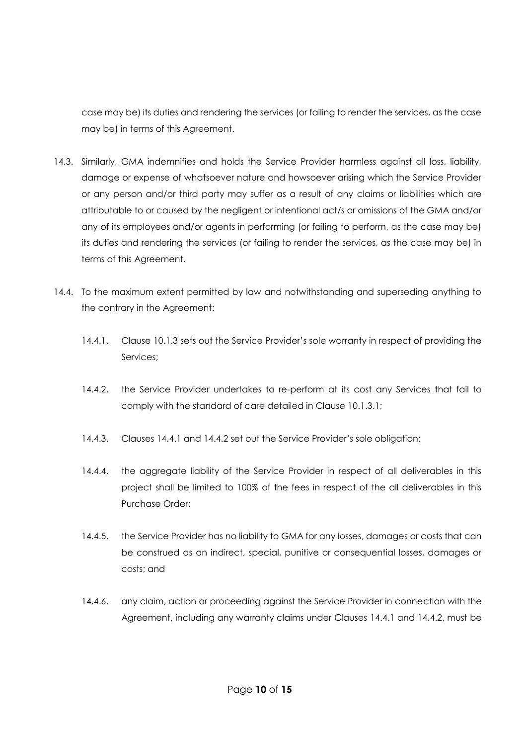case may be) its duties and rendering the services (or failing to render the services, as the case may be) in terms of this Agreement.

14.3. Similarly, GMA indemnifies and holds the Service Provider harmless against all loss, liability, damage or expense of whatsoever nature and howsoever arising which the Service Provider or any person and/or third party may suffer as a result of any claims or liabilities which are attributable to or caused by the negligent or intentional act/s or omissions of the GMA and/or any of its employees and/or agents in performing (or failing to perform, as the case may be) its duties and rendering the services (or failing to render the services, as the case may be) in terms of this Agreement.

14.4. To the maximum extent permitted by law and notwithstanding and superseding anything to the contrary in the Agreement:

14.4.1. Clause 10.1.3 sets out the Service Provider's sole warranty in respect of providing the Services;

14.4.2. the Service Provider undertakes to re-perform at its cost any Services that fail to comply with the standard of care detailed in Clause 10.1.3.1;

14.4.3. Clauses 14.4.1 and 14.4.2 set out the Service Provider's sole obligation;

14.4.4. the aggregate liability of the Service Provider in respect of all deliverables in this project shall be limited to 100% of the fees in respect of the all deliverables in this Purchase Order;

14.4.5. the Service Provider has no liability to GMA for any losses, damages or costs that can be construed as an indirect, special, punitive or consequential losses, damages or costs; and

14.4.6. any claim, action or proceeding against the Service Provider in connection with the Agreement, including any warranty claims under Clauses 14.4.1 and 14.4.2, must be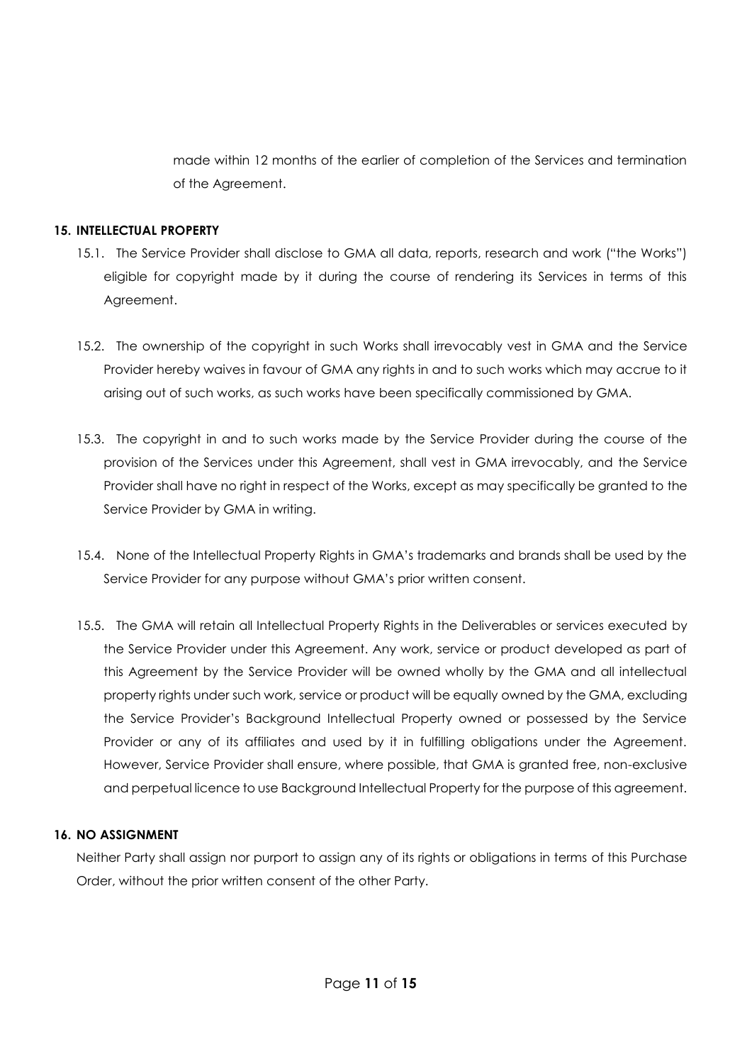made within 12 months of the earlier of completion of the Services and termination of the Agreement.

## 15. INTELLECTUAL PROPERTY

15.1. The Service Provider shall disclose to GMA all data, reports, research and work ("the Works") eligible for copyright made by it during the course of rendering its Services in terms of this Agreement.

15.2. The ownership of the copyright in such Works shall irrevocably vest in GMA and the Service Provider hereby waives in favour of GMA any rights in and to such works which may accrue to it arising out of such works, as such works have been specifically commissioned by GMA.

15.3. The copyright in and to such works made by the Service Provider during the course of the provision of the Services under this Agreement, shall vest in GMA irrevocably, and the Service Provider shall have no right in respect of the Works, except as may specifically be granted to the Service Provider by GMA in writing.

15.4. None of the Intellectual Property Rights in GMA's trademarks and brands shall be used by the Service Provider for any purpose without GMA's prior written consent.

15.5. The GMA will retain all Intellectual Property Rights in the Deliverables or services executed by the Service Provider under this Agreement. Any work, service or product developed as part of this Agreement by the Service Provider will be owned wholly by the GMA and all intellectual property rights under such work, service or product will be equally owned by the GMA, excluding the Service Provider's Background Intellectual Property owned or possessed by the Service Provider or any of its affiliates and used by it in fulfilling obligations under the Agreement. However, Service Provider shall ensure, where possible, that GMA is granted free, non-exclusive and perpetual licence to use Background Intellectual Property for the purpose of this agreement.

## 16. NO ASSIGNMENT

Neither Party shall assign nor purport to assign any of its rights or obligations in terms of this Purchase Order, without the prior written consent of the other Party.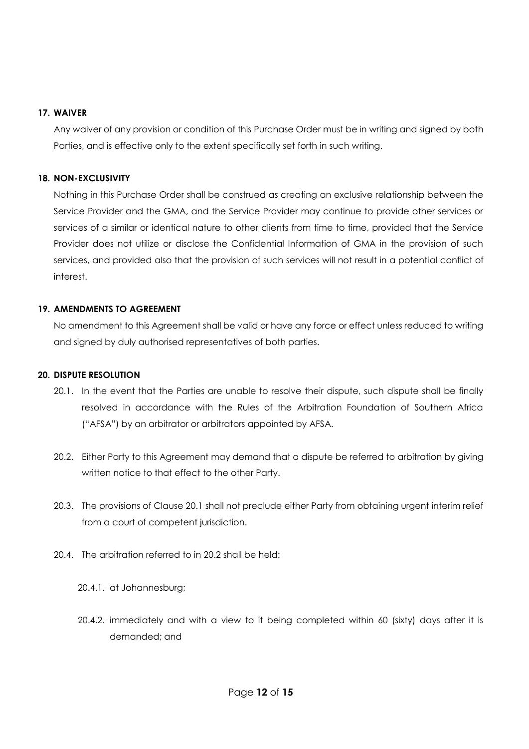**17. WAIVER**

Any waiver of any provision or condition of this Purchase Order must be in writing and signed by both Parties, and is effective only to the extent specifically set forth in such writing.

**18. NON-EXCLUSIVITY**

Nothing in this Purchase Order shall be construed as creating an exclusive relationship between the Service Provider and the GMA, and the Service Provider may continue to provide other services or services of a similar or identical nature to other clients from time to time, provided that the Service Provider does not utilize or disclose the Confidential Information of GMA in the provision of such services, and provided also that the provision of such services will not result in a potential conflict of interest.

**19. AMENDMENTS TO AGREEMENT**

No amendment to this Agreement shall be valid or have any force or effect unless reduced to writing and signed by duly authorised representatives of both parties.

**20. DISPUTE RESOLUTION**

20.1. In the event that the Parties are unable to resolve their dispute, such dispute shall be finally resolved in accordance with the Rules of the Arbitration Foundation of Southern Africa ("AFSA") by an arbitrator or arbitrators appointed by AFSA.

20.2. Either Party to this Agreement may demand that a dispute be referred to arbitration by giving written notice to that effect to the other Party.

20.3. The provisions of Clause 20.1 shall not preclude either Party from obtaining urgent interim relief from a court of competent jurisdiction.

20.4. The arbitration referred to in 20.2 shall be held:

20.4.1. at Johannesburg;

20.4.2. immediately and with a view to it being completed within 60 (sixty) days after it is demanded; and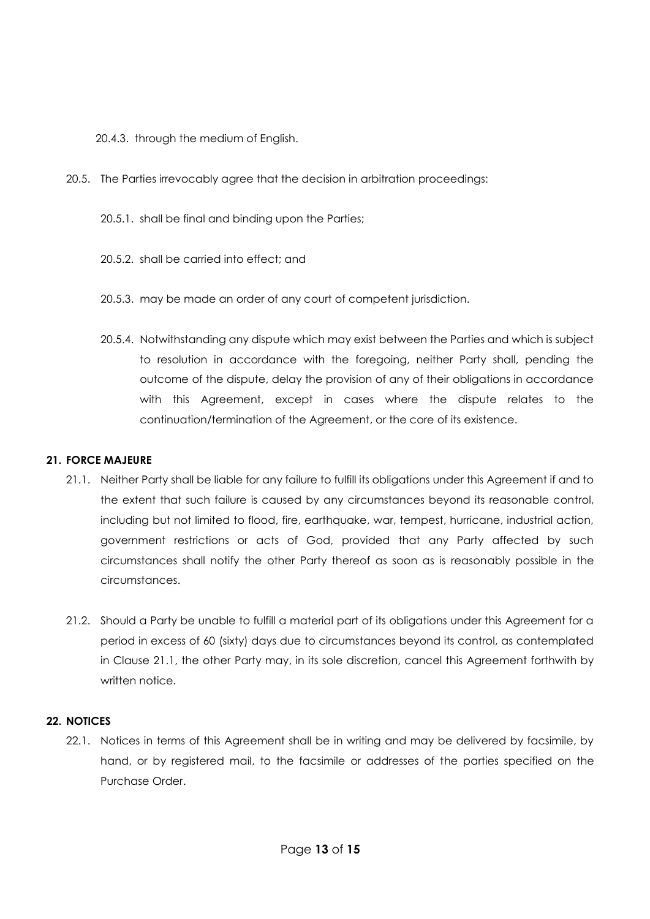20.4.3. through the medium of English.

20.5. The Parties irrevocably agree that the decision in arbitration proceedings:

20.5.1. shall be final and binding upon the Parties;

20.5.2. shall be carried into effect; and

20.5.3. may be made an order of any court of competent jurisdiction.

20.5.4. Notwithstanding any dispute which may exist between the Parties and which is subject to resolution in accordance with the foregoing, neither Party shall, pending the outcome of the dispute, delay the provision of any of their obligations in accordance with this Agreement, except in cases where the dispute relates to the continuation/termination of the Agreement, or the core of its existence.

## 21. FORCE MAJEURE

21.1. Neither Party shall be liable for any failure to fulfill its obligations under this Agreement if and to the extent that such failure is caused by any circumstances beyond its reasonable control, including but not limited to flood, fire, earthquake, war, tempest, hurricane, industrial action, government restrictions or acts of God, provided that any Party affected by such circumstances shall notify the other Party thereof as soon as is reasonably possible in the circumstances.

21.2. Should a Party be unable to fulfill a material part of its obligations under this Agreement for a period in excess of 60 (sixty) days due to circumstances beyond its control, as contemplated in Clause 21.1, the other Party may, in its sole discretion, cancel this Agreement forthwith by written notice.

## 22. NOTICES

22.1. Notices in terms of this Agreement shall be in writing and may be delivered by facsimile, by hand, or by registered mail, to the facsimile or addresses of the parties specified on the Purchase Order.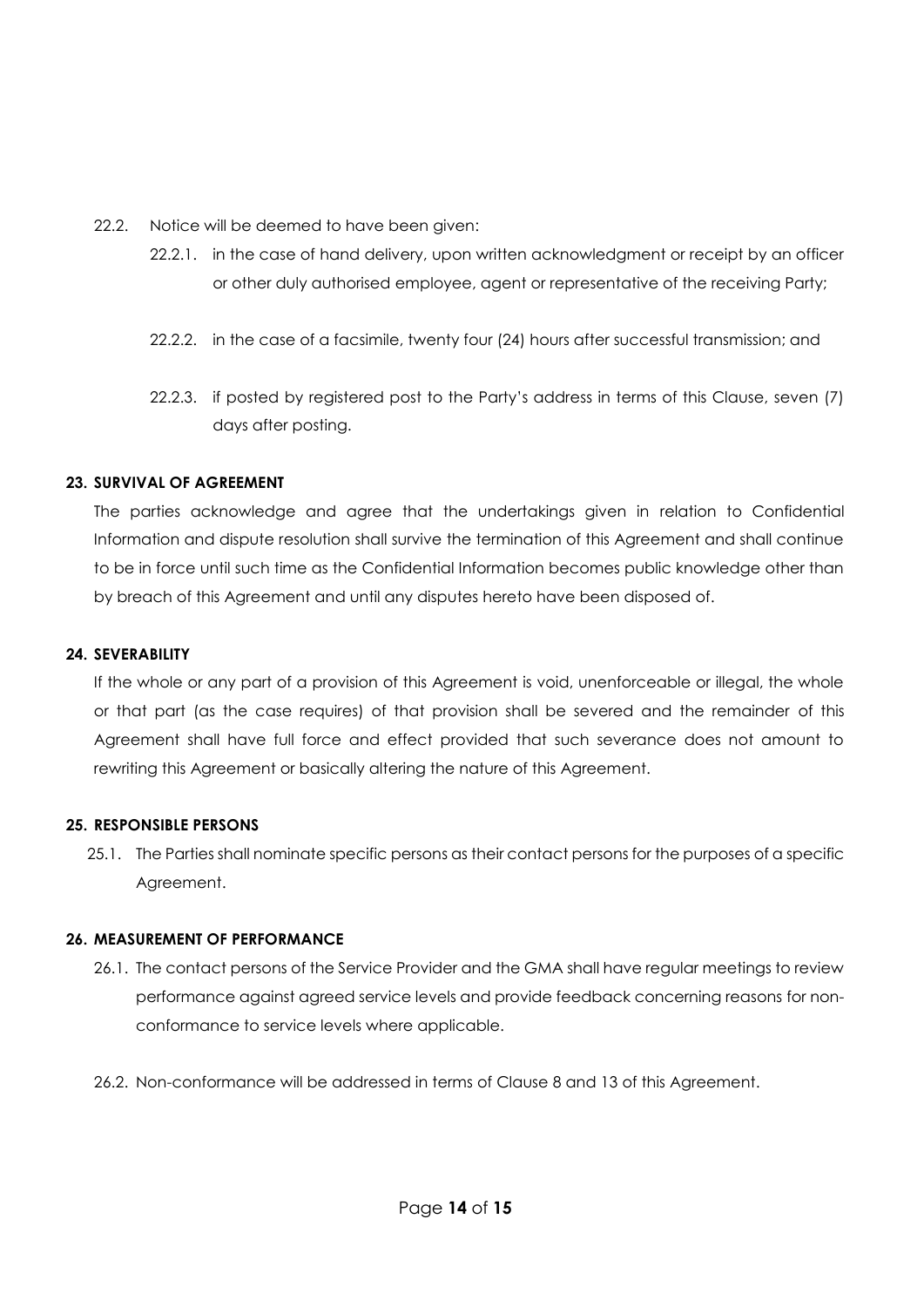22.2. Notice will be deemed to have been given:

22.2.1. in the case of hand delivery, upon written acknowledgment or receipt by an officer or other duly authorised employee, agent or representative of the receiving Party;

22.2.2. in the case of a facsimile, twenty four (24) hours after successful transmission; and

22.2.3. if posted by registered post to the Party's address in terms of this Clause, seven (7) days after posting.

**23. SURVIVAL OF AGREEMENT**

The parties acknowledge and agree that the undertakings given in relation to Confidential Information and dispute resolution shall survive the termination of this Agreement and shall continue to be in force until such time as the Confidential Information becomes public knowledge other than by breach of this Agreement and until any disputes hereto have been disposed of.

**24. SEVERABILITY**

If the whole or any part of a provision of this Agreement is void, unenforceable or illegal, the whole or that part (as the case requires) of that provision shall be severed and the remainder of this Agreement shall have full force and effect provided that such severance does not amount to rewriting this Agreement or basically altering the nature of this Agreement.

**25. RESPONSIBLE PERSONS**

25.1. The Parties shall nominate specific persons as their contact persons for the purposes of a specific Agreement.

**26. MEASUREMENT OF PERFORMANCE**

26.1. The contact persons of the Service Provider and the GMA shall have regular meetings to review performance against agreed service levels and provide feedback concerning reasons for non-conformance to service levels where applicable.

26.2. Non-conformance will be addressed in terms of Clause 8 and 13 of this Agreement.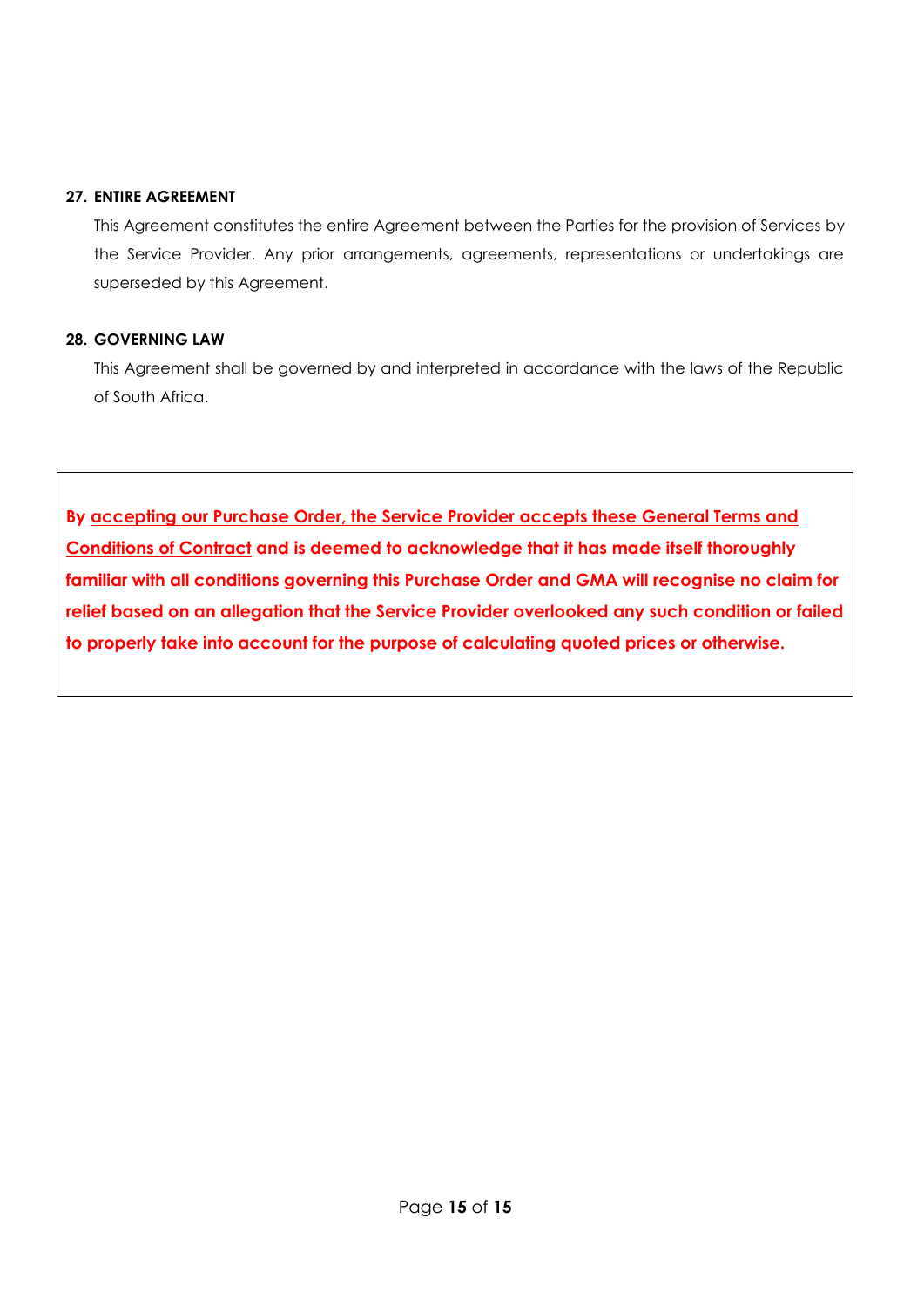**27. ENTIRE AGREEMENT**

This Agreement constitutes the entire Agreement between the Parties for the provision of Services by the Service Provider. Any prior arrangements, agreements, representations or undertakings are superseded by this Agreement.

**28. GOVERNING LAW**

This Agreement shall be governed by and interpreted in accordance with the laws of the Republic of South Africa.

**By accepting our Purchase Order, the Service Provider accepts these General Terms and Conditions of Contract and is deemed to acknowledge that it has made itself thoroughly familiar with all conditions governing this Purchase Order and GMA will recognise no claim for relief based on an allegation that the Service Provider overlooked any such condition or failed to properly take into account for the purpose of calculating quoted prices or otherwise.**